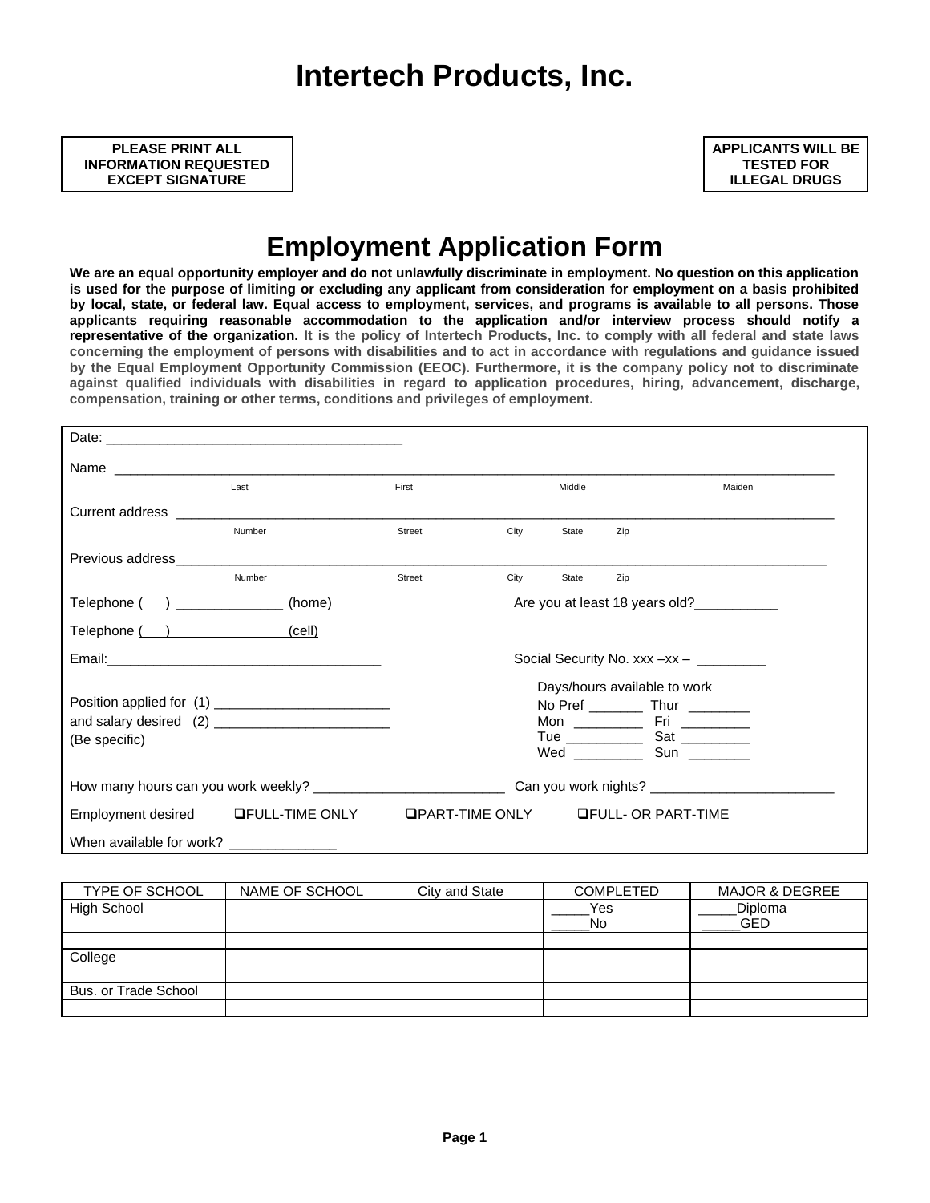# Intertech Products, Inc.

**PLEASE PRINT ALL INFORMATION REQUESTED EXCEPT SIGNATURE**

**APPLICANTS WILL BE TESTED FOR ILLEGAL DRUGS**

## Employment Application Form

**We are an equal opportunity employer and do not unlawfully discriminate in employment. No question on this application is used for the purpose of limiting or excluding any applicant from consideration for employment on a basis prohibited by local, state, or federal law. Equal access to employment, services, and programs is available to all persons. Those applicants requiring reasonable accommodation to the application and/or interview process should notify a representative of the organization. It is the policy of Intertech Products, Inc. to comply with all federal and state laws concerning the employment of persons with disabilities and to act in accordance with regulations and guidance issued by the Equal Employment Opportunity Commission (EEOC). Furthermore, it is the company policy not to discriminate against qualified individuals with disabilities in regard to application procedures, hiring, advancement, discharge, compensation, training or other terms, conditions and privileges of employment.**

Date: ________________________________________

Name ____________________________________________________________________________________________
Last First Middle Maiden

Current address _______________________________________________________________________________
Number Street City State Zip

Previous address_______________________________________________________________________________
Number Street City State Zip

Telephone ( ) ______________ (home)

Are you at least 18 years old?___________

Telephone ( ) ______________ (cell)

Email:_____________________________________

Social Security No. xxx –xx – _________

Position applied for (1) ________________________

and salary desired (2) ________________________

(Be specific)

Days/hours available to work

No Pref _______ Thur ________

Mon _________ Fri _________

Tue __________ Sat _________

Wed _________ Sun ________

How many hours can you work weekly? _________________________ Can you work nights? ________________________

Employment desired ❑FULL-TIME ONLY ❑PART-TIME ONLY ❑FULL- OR PART-TIME

When available for work? ______________

| TYPE OF SCHOOL | NAME OF SCHOOL | City and State | COMPLETED | MAJOR & DEGREE |
|---|---|---|---|---|
| High School | | | _____Yes<br>_____No | _____Diploma<br>_____GED |
| | | | | |
| College | | | | |
| | | | | |
| Bus. or Trade School | | | | |
| | | | | |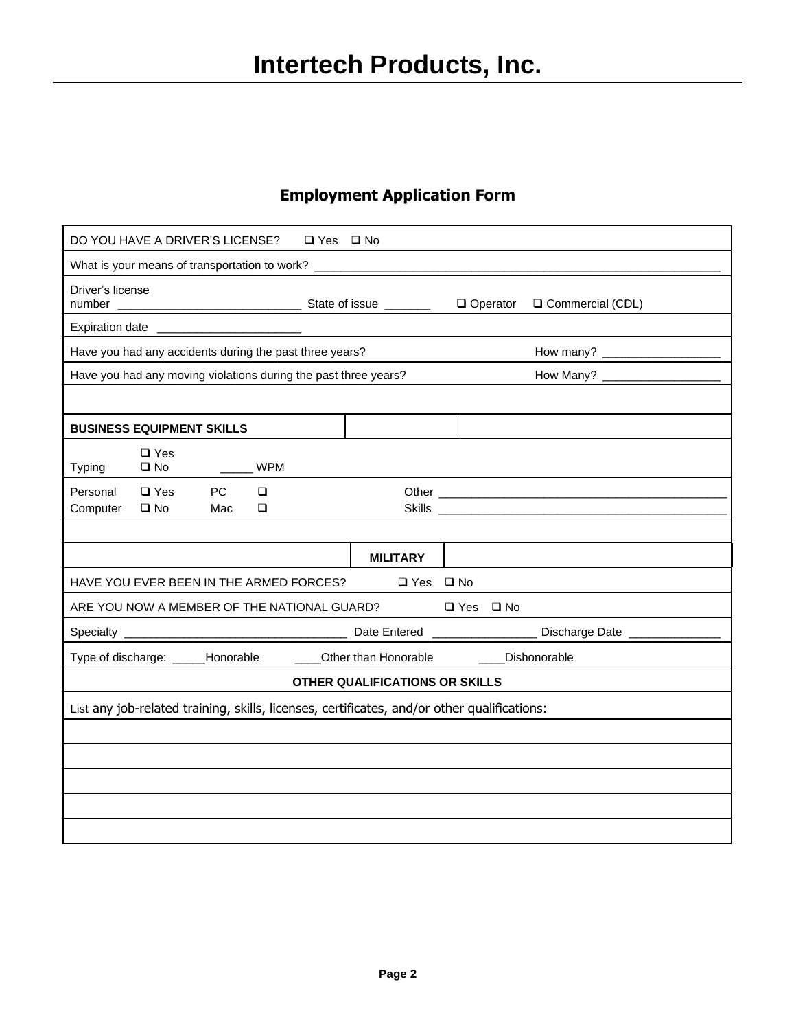# Intertech Products, Inc.

## Employment Application Form

DO YOU HAVE A DRIVER'S LICENSE? ❑ Yes ❑ No

What is your means of transportation to work? ______________________________________________

Driver's license number ____________________________ State of issue _______ ❑ Operator ❑ Commercial (CDL)

Expiration date ______________________

Have you had any accidents during the past three years? How many? __________________

Have you had any moving violations during the past three years? How Many? _________________

**BUSINESS EQUIPMENT SKILLS**

Typing ❑ Yes ❑ No _____ WPM

Personal Computer ❑ Yes ❑ No PC ❑ Mac ❑ Other Skills ____________________________________________

**MILITARY**

HAVE YOU EVER BEEN IN THE ARMED FORCES? ❑ Yes ❑ No

ARE YOU NOW A MEMBER OF THE NATIONAL GUARD? ❑ Yes ❑ No

Specialty __________________________________ Date Entered ________________ Discharge Date ______________

Type of discharge: _____Honorable ____Other than Honorable ____Dishonorable

**OTHER QUALIFICATIONS OR SKILLS**

List any job-related training, skills, licenses, certificates, and/or other qualifications: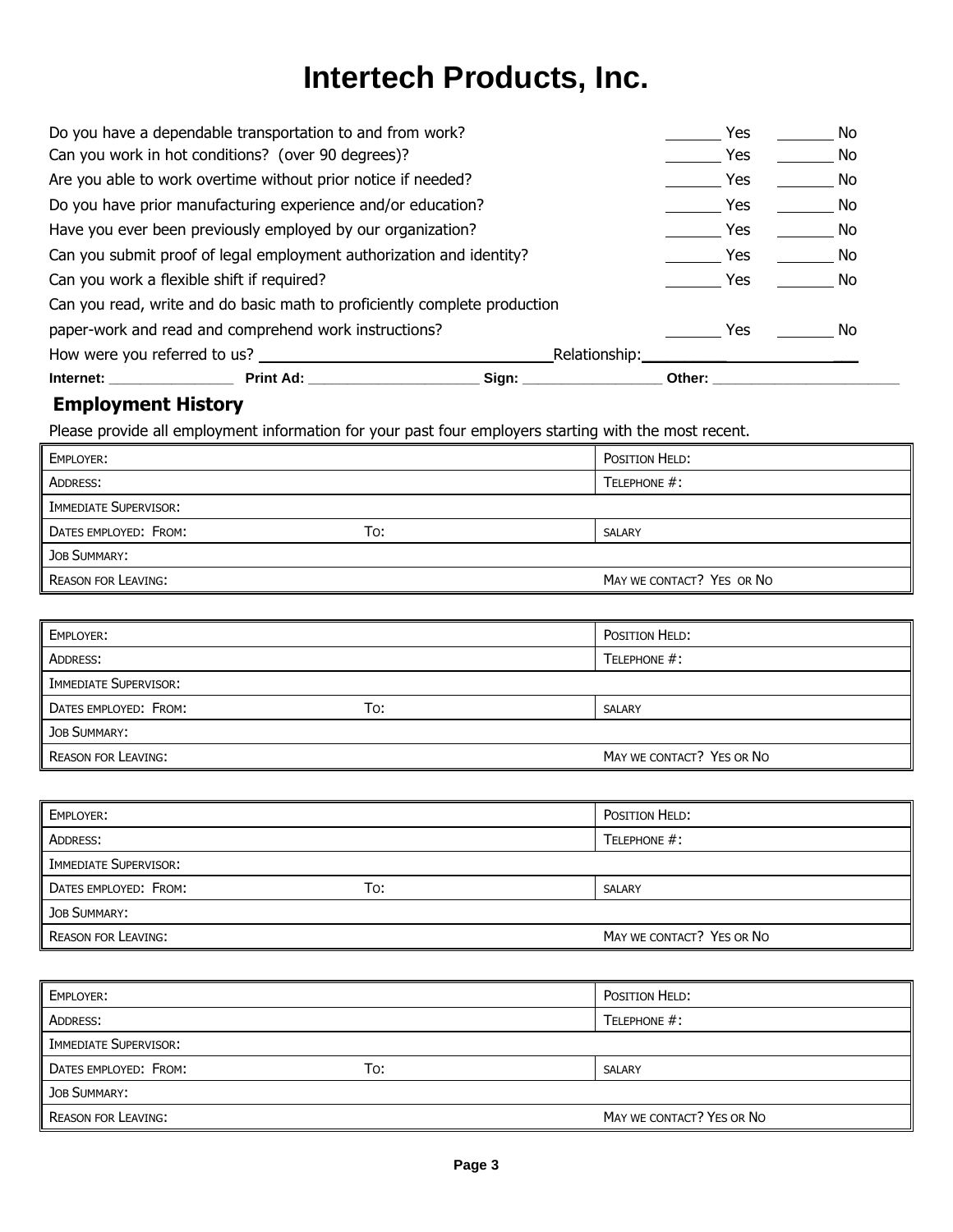# Intertech Products, Inc.

| | | |
|---|---|---|
| Do you have a dependable transportation to and from work? | _______ Yes | _______ No |
| Can you work in hot conditions? (over 90 degrees)? | _______ Yes | _______ No |
| Are you able to work overtime without prior notice if needed? | _______ Yes | _______ No |
| Do you have prior manufacturing experience and/or education? | _______ Yes | _______ No |
| Have you ever been previously employed by our organization? | _______ Yes | _______ No |
| Can you submit proof of legal employment authorization and identity? | _______ Yes | _______ No |
| Can you work a flexible shift if required? | _______ Yes | _______ No |
| Can you read, write and do basic math to proficiently complete production paper-work and read and comprehend work instructions? | _______ Yes | _______ No |

How were you referred to us? ________________________________ Relationship: ________________________

**Internet:** ________________ **Print Ad:** ______________________ **Sign:** __________________ **Other:** ________________________

## Employment History

Please provide all employment information for your past four employers starting with the most recent.

| | | |
|---|---|---|
| EMPLOYER: | | POSITION HELD: |
| ADDRESS: | | TELEPHONE #: |
| IMMEDIATE SUPERVISOR: | | |
| DATES EMPLOYED: FROM: | TO: | SALARY |
| JOB SUMMARY: | | |
| REASON FOR LEAVING: | | MAY WE CONTACT? YES OR NO |

| | | |
|---|---|---|
| EMPLOYER: | | POSITION HELD: |
| ADDRESS: | | TELEPHONE #: |
| IMMEDIATE SUPERVISOR: | | |
| DATES EMPLOYED: FROM: | TO: | SALARY |
| JOB SUMMARY: | | |
| REASON FOR LEAVING: | | MAY WE CONTACT? YES OR NO |

| | | |
|---|---|---|
| EMPLOYER: | | POSITION HELD: |
| ADDRESS: | | TELEPHONE #: |
| IMMEDIATE SUPERVISOR: | | |
| DATES EMPLOYED: FROM: | TO: | SALARY |
| JOB SUMMARY: | | |
| REASON FOR LEAVING: | | MAY WE CONTACT? YES OR NO |

| | | |
|---|---|---|
| EMPLOYER: | | POSITION HELD: |
| ADDRESS: | | TELEPHONE #: |
| IMMEDIATE SUPERVISOR: | | |
| DATES EMPLOYED: FROM: | TO: | SALARY |
| JOB SUMMARY: | | |
| REASON FOR LEAVING: | | MAY WE CONTACT? YES OR NO |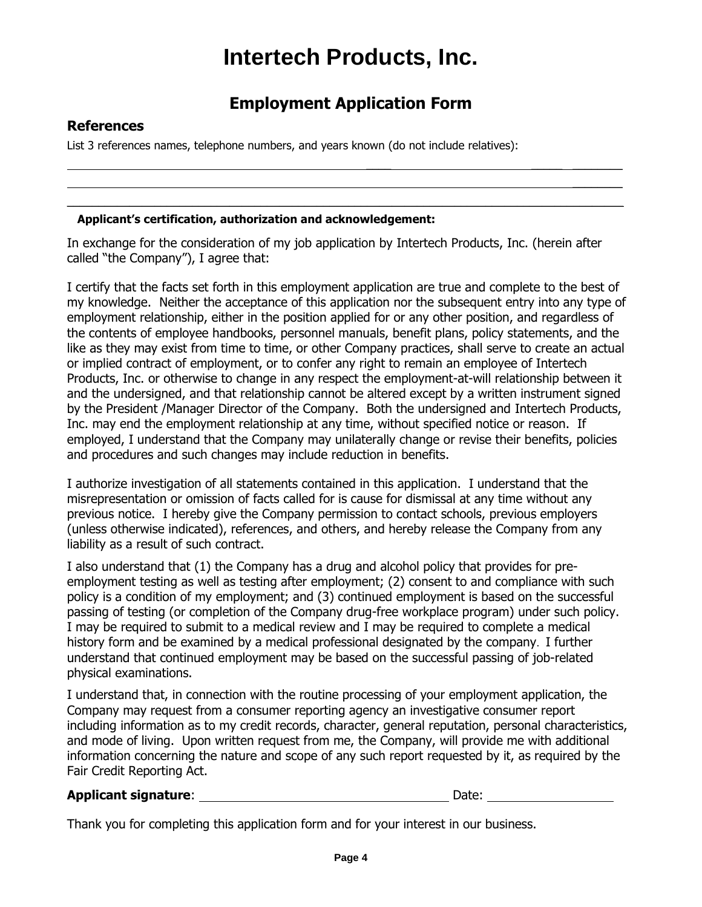# Intertech Products, Inc.

## Employment Application Form

### References

List 3 references names, telephone numbers, and years known (do not include relatives):

**Applicant's certification, authorization and acknowledgement:**

In exchange for the consideration of my job application by Intertech Products, Inc. (herein after called "the Company"), I agree that:

I certify that the facts set forth in this employment application are true and complete to the best of my knowledge. Neither the acceptance of this application nor the subsequent entry into any type of employment relationship, either in the position applied for or any other position, and regardless of the contents of employee handbooks, personnel manuals, benefit plans, policy statements, and the like as they may exist from time to time, or other Company practices, shall serve to create an actual or implied contract of employment, or to confer any right to remain an employee of Intertech Products, Inc. or otherwise to change in any respect the employment-at-will relationship between it and the undersigned, and that relationship cannot be altered except by a written instrument signed by the President /Manager Director of the Company. Both the undersigned and Intertech Products, Inc. may end the employment relationship at any time, without specified notice or reason. If employed, I understand that the Company may unilaterally change or revise their benefits, policies and procedures and such changes may include reduction in benefits.

I authorize investigation of all statements contained in this application. I understand that the misrepresentation or omission of facts called for is cause for dismissal at any time without any previous notice. I hereby give the Company permission to contact schools, previous employers (unless otherwise indicated), references, and others, and hereby release the Company from any liability as a result of such contract.

I also understand that (1) the Company has a drug and alcohol policy that provides for pre-employment testing as well as testing after employment; (2) consent to and compliance with such policy is a condition of my employment; and (3) continued employment is based on the successful passing of testing (or completion of the Company drug-free workplace program) under such policy. I may be required to submit to a medical review and I may be required to complete a medical history form and be examined by a medical professional designated by the company. I further understand that continued employment may be based on the successful passing of job-related physical examinations.

I understand that, in connection with the routine processing of your employment application, the Company may request from a consumer reporting agency an investigative consumer report including information as to my credit records, character, general reputation, personal characteristics, and mode of living. Upon written request from me, the Company, will provide me with additional information concerning the nature and scope of any such report requested by it, as required by the Fair Credit Reporting Act.

**Applicant signature**: ____________________ Date: ____________

Thank you for completing this application form and for your interest in our business.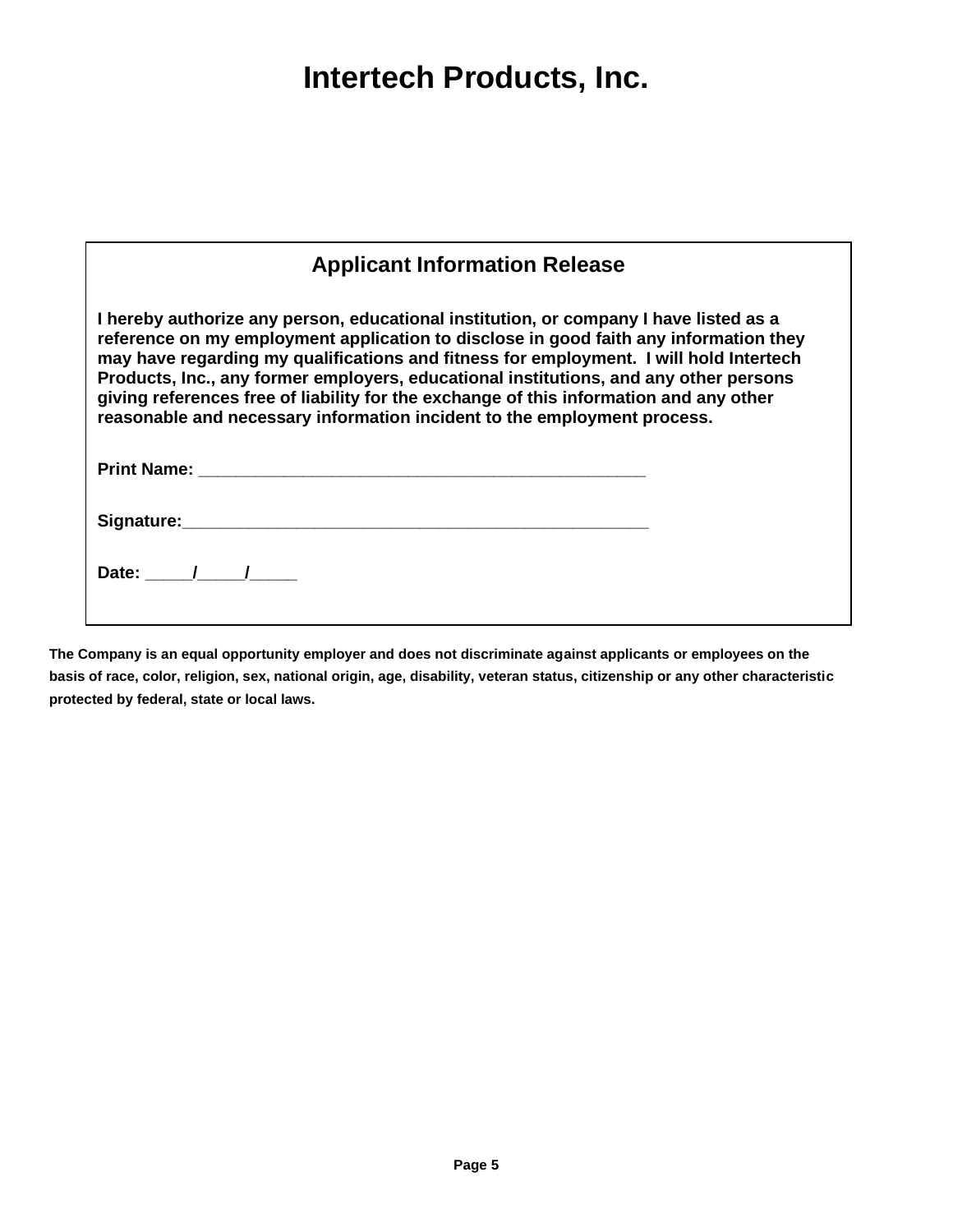# Intertech Products, Inc.

## Applicant Information Release

**I hereby authorize any person, educational institution, or company I have listed as a reference on my employment application to disclose in good faith any information they may have regarding my qualifications and fitness for employment. I will hold Intertech Products, Inc., any former employers, educational institutions, and any other persons giving references free of liability for the exchange of this information and any other reasonable and necessary information incident to the employment process.**

**Print Name:** ______________________________________________

**Signature:**______________________________________________

**Date:** _____/_____/_____

**The Company is an equal opportunity employer and does not discriminate against applicants or employees on the basis of race, color, religion, sex, national origin, age, disability, veteran status, citizenship or any other characteristic protected by federal, state or local laws.**